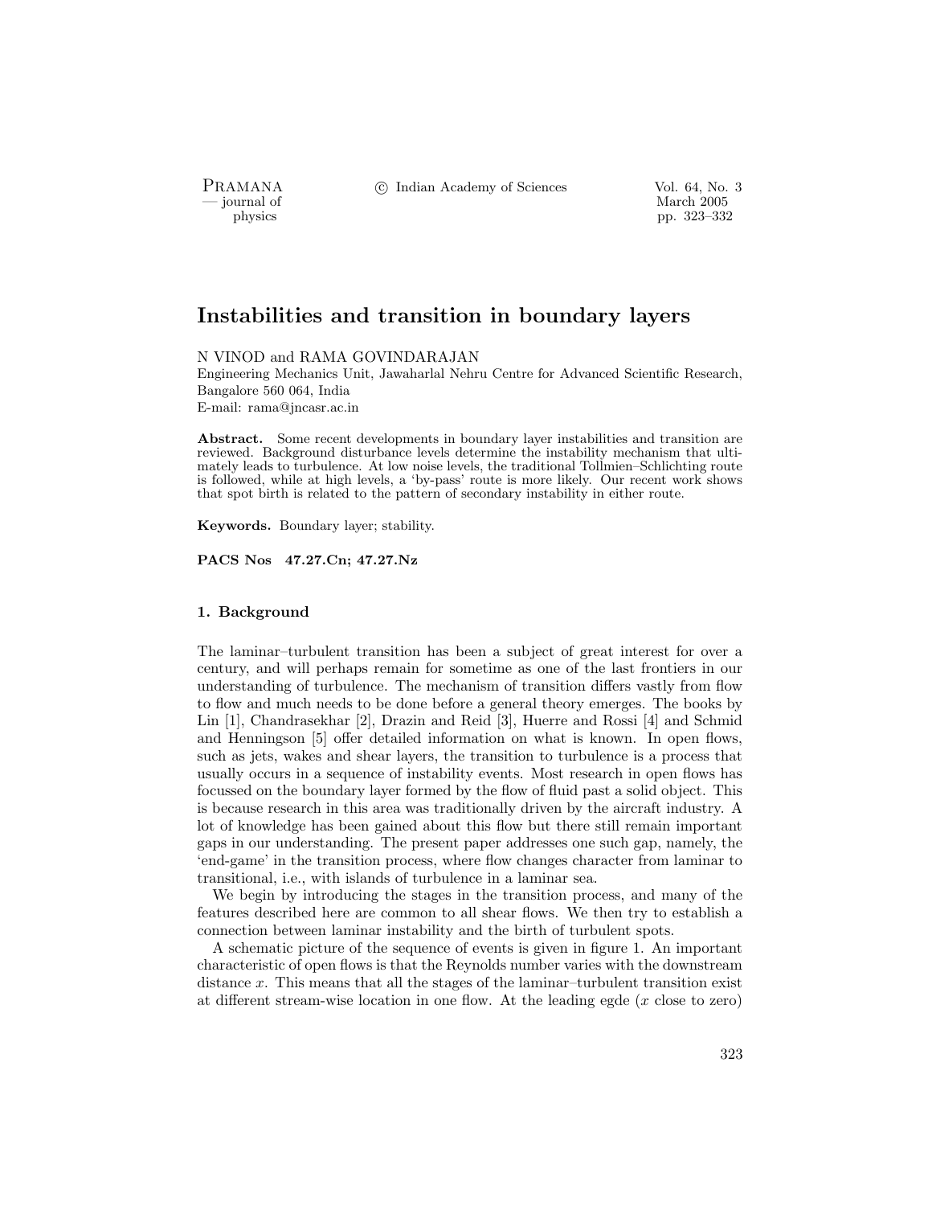# Instabilities and transition in boundary layers

N VINOD and RAMA GOVINDARAJAN

Engineering Mechanics Unit, Jawaharlal Nehru Centre for Advanced Scientific Research, Bangalore 560 064, India

E-mail: rama@jncasr.ac.in

**Abstract.** Some recent developments in boundary layer instabilities and transition are reviewed. Background disturbance levels determine the instability mechanism that ultimately leads to turbulence. At low noise levels, the traditional Tollmien–Schlichting route is followed, while at high levels, a 'by-pass' route is more likely. Our recent work shows that spot birth is related to the pattern of secondary instability in either route.

**Keywords.** Boundary layer; stability.

**PACS Nos 47.27.Cn; 47.27.Nz**

## 1. Background

The laminar–turbulent transition has been a subject of great interest for over a century, and will perhaps remain for sometime as one of the last frontiers in our understanding of turbulence. The mechanism of transition differs vastly from flow to flow and much needs to be done before a general theory emerges. The books by Lin [1], Chandrasekhar [2], Drazin and Reid [3], Huerre and Rossi [4] and Schmid and Henningson [5] offer detailed information on what is known. In open flows, such as jets, wakes and shear layers, the transition to turbulence is a process that usually occurs in a sequence of instability events. Most research in open flows has focussed on the boundary layer formed by the flow of fluid past a solid object. This is because research in this area was traditionally driven by the aircraft industry. A lot of knowledge has been gained about this flow but there still remain important gaps in our understanding. The present paper addresses one such gap, namely, the 'end-game' in the transition process, where flow changes character from laminar to transitional, i.e., with islands of turbulence in a laminar sea.

We begin by introducing the stages in the transition process, and many of the features described here are common to all shear flows. We then try to establish a connection between laminar instability and the birth of turbulent spots.

A schematic picture of the sequence of events is given in figure 1. An important characteristic of open flows is that the Reynolds number varies with the downstream distance $x$. This means that all the stages of the laminar–turbulent transition exist at different stream-wise location in one flow. At the leading egde ($x$ close to zero)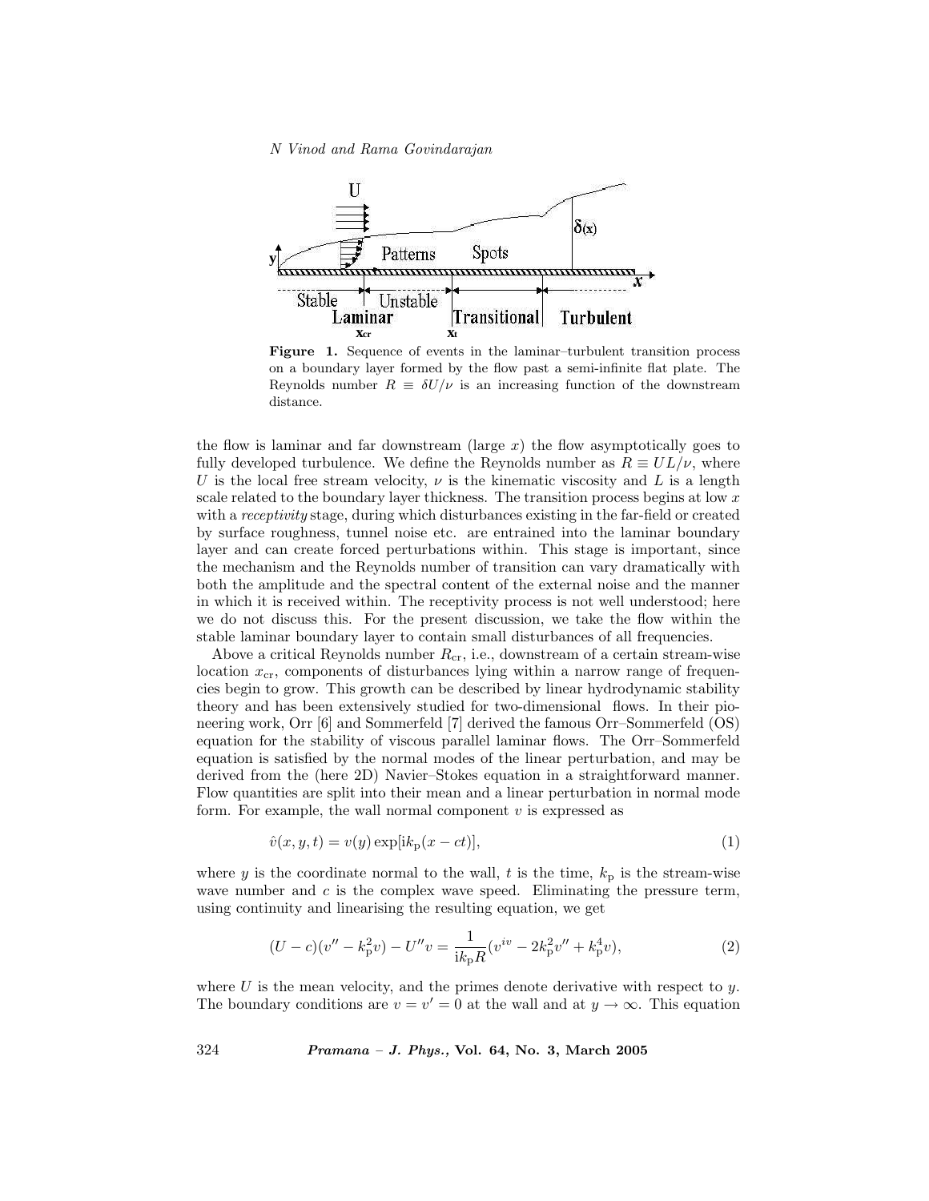**Figure 1.** Sequence of events in the laminar–turbulent transition process on a boundary layer formed by the flow past a semi-infinite flat plate. The Reynolds number $R \equiv \delta U/\nu$ is an increasing function of the downstream distance.

the flow is laminar and far downstream (large $x$) the flow asymptotically goes to fully developed turbulence. We define the Reynolds number as $R \equiv UL/\nu$, where $U$ is the local free stream velocity, $\nu$ is the kinematic viscosity and $L$ is a length scale related to the boundary layer thickness. The transition process begins at low $x$ with a *receptivity* stage, during which disturbances existing in the far-field or created by surface roughness, tunnel noise etc. are entrained into the laminar boundary layer and can create forced perturbations within. This stage is important, since the mechanism and the Reynolds number of transition can vary dramatically with both the amplitude and the spectral content of the external noise and the manner in which it is received within. The receptivity process is not well understood; here we do not discuss this. For the present discussion, we take the flow within the stable laminar boundary layer to contain small disturbances of all frequencies.

Above a critical Reynolds number $R_{\rm cr}$, i.e., downstream of a certain stream-wise location $x_{\rm cr}$, components of disturbances lying within a narrow range of frequencies begin to grow. This growth can be described by linear hydrodynamic stability theory and has been extensively studied for two-dimensional flows. In their pioneering work, Orr [6] and Sommerfeld [7] derived the famous Orr–Sommerfeld (OS) equation for the stability of viscous parallel laminar flows. The Orr–Sommerfeld equation is satisfied by the normal modes of the linear perturbation, and may be derived from the (here 2D) Navier–Stokes equation in a straightforward manner. Flow quantities are split into their mean and a linear perturbation in normal mode form. For example, the wall normal component $v$ is expressed as

$$\hat{v}(x, y, t) = v(y) \exp[{\rm i}k_{\rm p}(x - ct)], \tag{1}$$

where $y$ is the coordinate normal to the wall, $t$ is the time, $k_{\rm p}$ is the stream-wise wave number and $c$ is the complex wave speed. Eliminating the pressure term, using continuity and linearising the resulting equation, we get

$$(U - c)(v'' - k_{\rm p}^2 v) - U'' v = \frac{1}{{\rm i}k_{\rm p}R}(v^{iv} - 2k_{\rm p}^2 v'' + k_{\rm p}^4 v), \tag{2}$$

where $U$ is the mean velocity, and the primes denote derivative with respect to $y$. The boundary conditions are $v = v' = 0$ at the wall and at $y \to \infty$. This equation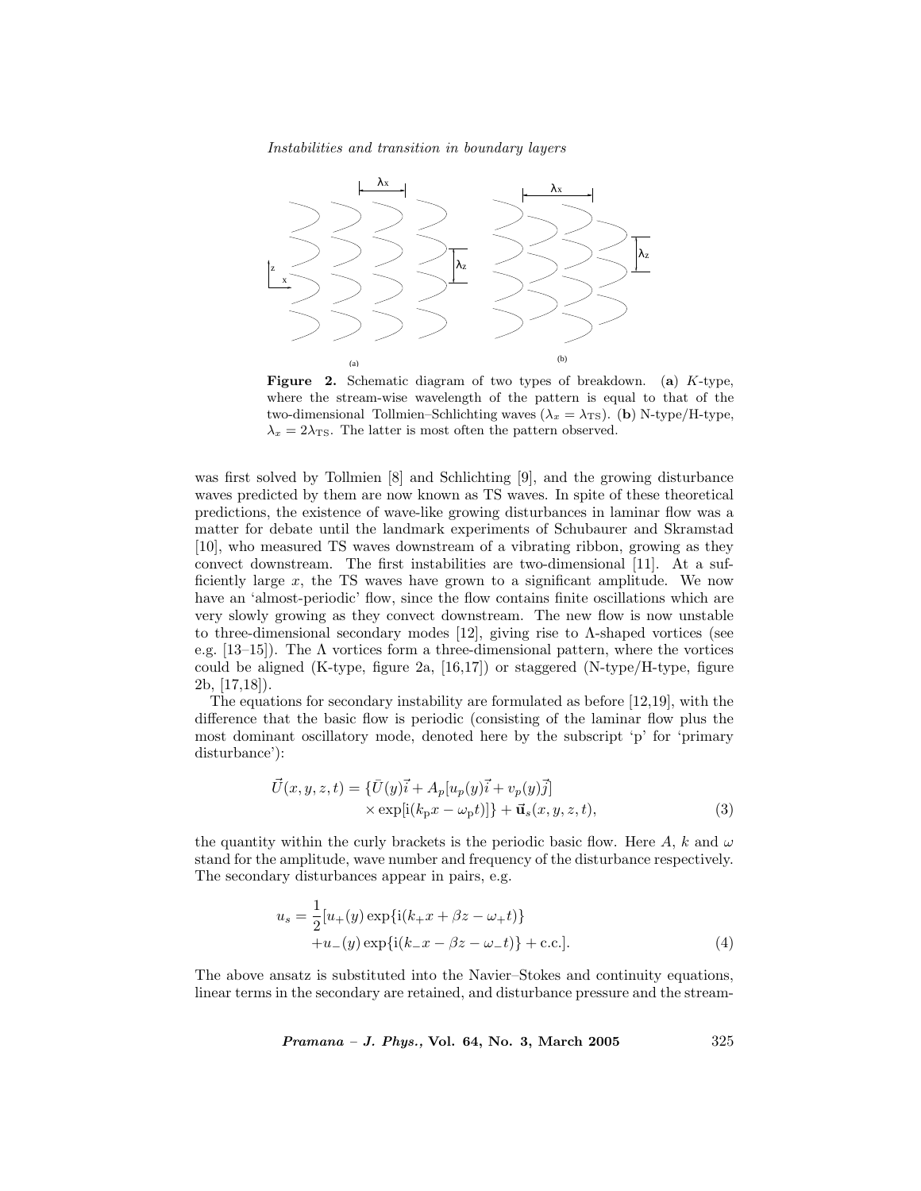**Figure 2.** Schematic diagram of two types of breakdown. (**a**) $K$-type, where the stream-wise wavelength of the pattern is equal to that of the two-dimensional Tollmien–Schlichting waves ($\lambda_x = \lambda_{\mathrm{TS}}$). (**b**) N-type/H-type, $\lambda_x = 2\lambda_{\mathrm{TS}}$. The latter is most often the pattern observed.

was first solved by Tollmien [8] and Schlichting [9], and the growing disturbance waves predicted by them are now known as TS waves. In spite of these theoretical predictions, the existence of wave-like growing disturbances in laminar flow was a matter for debate until the landmark experiments of Schubaurer and Skramstad [10], who measured TS waves downstream of a vibrating ribbon, growing as they convect downstream. The first instabilities are two-dimensional [11]. At a sufficiently large $x$, the TS waves have grown to a significant amplitude. We now have an 'almost-periodic' flow, since the flow contains finite oscillations which are very slowly growing as they convect downstream. The new flow is now unstable to three-dimensional secondary modes [12], giving rise to Λ-shaped vortices (see e.g. [13–15]). The Λ vortices form a three-dimensional pattern, where the vortices could be aligned (K-type, figure 2a, [16,17]) or staggered (N-type/H-type, figure 2b, [17,18]).

The equations for secondary instability are formulated as before [12,19], with the difference that the basic flow is periodic (consisting of the laminar flow plus the most dominant oscillatory mode, denoted here by the subscript 'p' for 'primary disturbance'):

$$\vec{U}(x,y,z,t) = \{\bar{U}(y)\vec{i} + A_p[u_p(y)\vec{i} + v_p(y)\vec{j}] \times \exp[\mathrm{i}(k_{\mathrm{p}}x - \omega_{\mathrm{p}}t)]\} + \vec{\mathbf{u}}_s(x,y,z,t), \tag{3}$$

the quantity within the curly brackets is the periodic basic flow. Here $A$, $k$ and $\omega$ stand for the amplitude, wave number and frequency of the disturbance respectively. The secondary disturbances appear in pairs, e.g.

$$u_s = \frac{1}{2}[u_+(y)\exp\{\mathrm{i}(k_+x + \beta z - \omega_+t)\} + u_-(y)\exp\{\mathrm{i}(k_-x - \beta z - \omega_-t)\} + \mathrm{c.c.}]. \tag{4}$$

The above ansatz is substituted into the Navier–Stokes and continuity equations, linear terms in the secondary are retained, and disturbance pressure and the stream-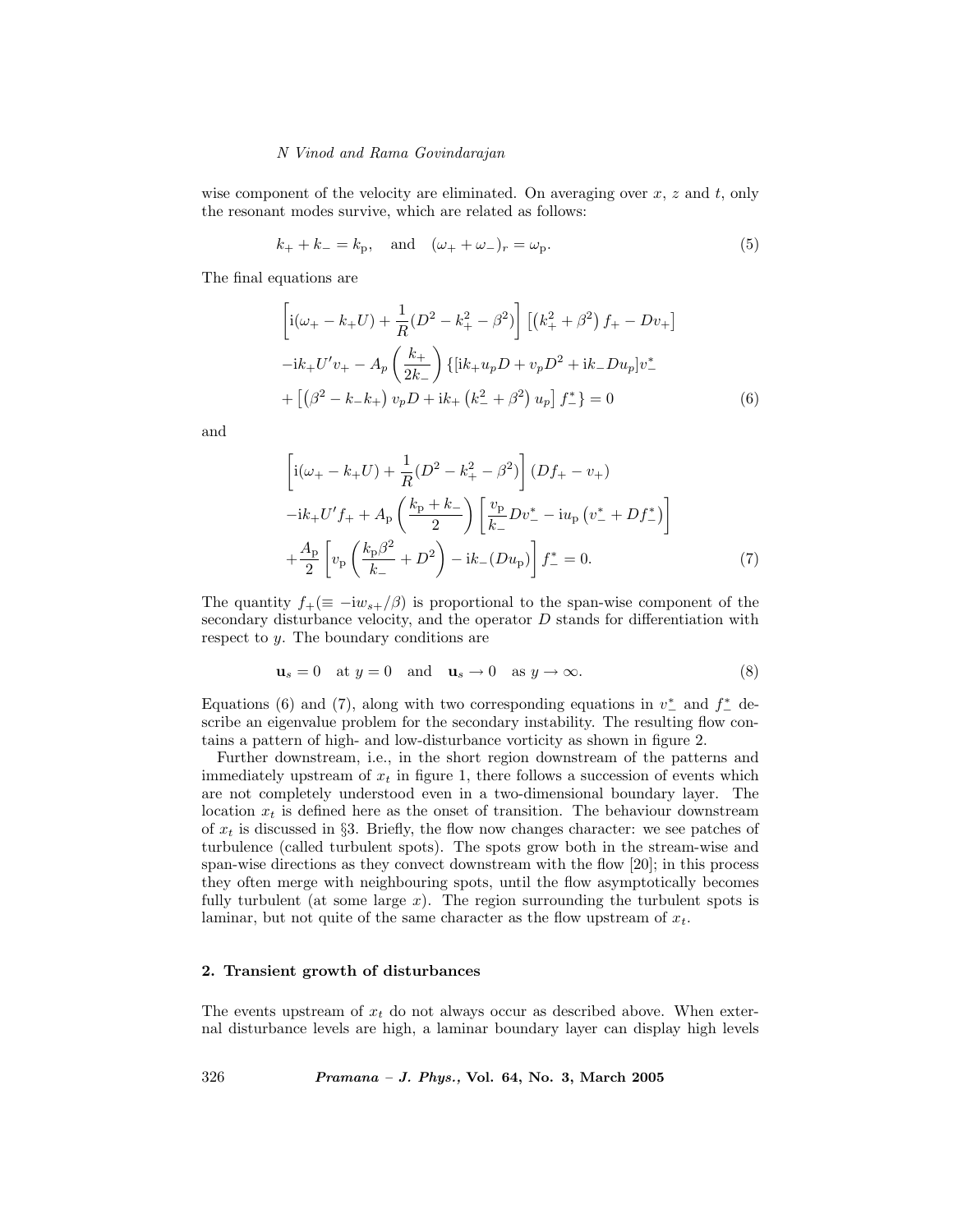wise component of the velocity are eliminated. On averaging over $x$, $z$ and $t$, only the resonant modes survive, which are related as follows:

$$k_+ + k_- = k_\mathrm{p}, \quad \text{and} \quad (\omega_+ + \omega_-)_r = \omega_\mathrm{p}. \tag{5}$$

The final equations are

$$\begin{aligned}
&\left[\mathrm{i}(\omega_+ - k_+U) + \frac{1}{R}(D^2 - k_+^2 - \beta^2)\right]\left[\left(k_+^2 + \beta^2\right) f_+ - Dv_+\right] \\
&-\mathrm{i}k_+U'v_+ - A_p\left(\frac{k_+}{2k_-}\right)\{[\mathrm{i}k_+u_pD + v_pD^2 + \mathrm{i}k_-Du_p]v_-^* \\
&+\left[\left(\beta^2 - k_-k_+\right)v_pD + \mathrm{i}k_+\left(k_-^2 + \beta^2\right)u_p\right]f_-^*\} = 0
\end{aligned} \tag{6}$$

and

$$\begin{aligned}
&\left[\mathrm{i}(\omega_+ - k_+U) + \frac{1}{R}(D^2 - k_+^2 - \beta^2)\right](Df_+ - v_+) \\
&-\mathrm{i}k_+U'f_+ + A_\mathrm{p}\left(\frac{k_\mathrm{p} + k_-}{2}\right)\left[\frac{v_\mathrm{p}}{k_-}Dv_-^* - \mathrm{i}u_\mathrm{p}\left(v_-^* + Df_-^*\right)\right] \\
&+\frac{A_\mathrm{p}}{2}\left[v_\mathrm{p}\left(\frac{k_\mathrm{p}\beta^2}{k_-} + D^2\right) - \mathrm{i}k_-(Du_\mathrm{p})\right]f_-^* = 0.
\end{aligned} \tag{7}$$

The quantity $f_+(\equiv -\mathrm{i}w_{s+}/\beta)$ is proportional to the span-wise component of the secondary disturbance velocity, and the operator $D$ stands for differentiation with respect to $y$. The boundary conditions are

$$\mathbf{u}_s = 0 \quad \text{at } y = 0 \quad \text{and} \quad \mathbf{u}_s \to 0 \quad \text{as } y \to \infty. \tag{8}$$

Equations (6) and (7), along with two corresponding equations in $v_-^*$ and $f_-^*$ describe an eigenvalue problem for the secondary instability. The resulting flow contains a pattern of high- and low-disturbance vorticity as shown in figure 2.

Further downstream, i.e., in the short region downstream of the patterns and immediately upstream of $x_t$ in figure 1, there follows a succession of events which are not completely understood even in a two-dimensional boundary layer. The location $x_t$ is defined here as the onset of transition. The behaviour downstream of $x_t$ is discussed in §3. Briefly, the flow now changes character: we see patches of turbulence (called turbulent spots). The spots grow both in the stream-wise and span-wise directions as they convect downstream with the flow [20]; in this process they often merge with neighbouring spots, until the flow asymptotically becomes fully turbulent (at some large $x$). The region surrounding the turbulent spots is laminar, but not quite of the same character as the flow upstream of $x_t$.

## 2. Transient growth of disturbances

The events upstream of $x_t$ do not always occur as described above. When external disturbance levels are high, a laminar boundary layer can display high levels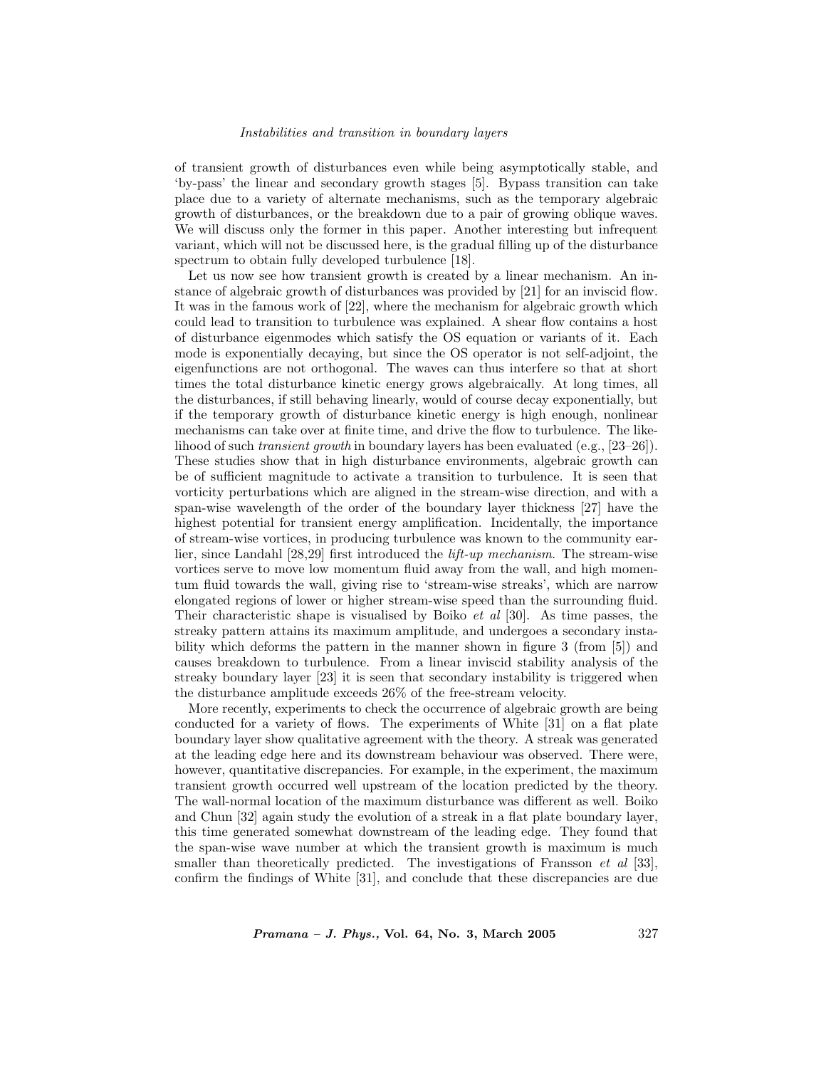of transient growth of disturbances even while being asymptotically stable, and 'by-pass' the linear and secondary growth stages [5]. Bypass transition can take place due to a variety of alternate mechanisms, such as the temporary algebraic growth of disturbances, or the breakdown due to a pair of growing oblique waves. We will discuss only the former in this paper. Another interesting but infrequent variant, which will not be discussed here, is the gradual filling up of the disturbance spectrum to obtain fully developed turbulence [18].

Let us now see how transient growth is created by a linear mechanism. An instance of algebraic growth of disturbances was provided by [21] for an inviscid flow. It was in the famous work of [22], where the mechanism for algebraic growth which could lead to transition to turbulence was explained. A shear flow contains a host of disturbance eigenmodes which satisfy the OS equation or variants of it. Each mode is exponentially decaying, but since the OS operator is not self-adjoint, the eigenfunctions are not orthogonal. The waves can thus interfere so that at short times the total disturbance kinetic energy grows algebraically. At long times, all the disturbances, if still behaving linearly, would of course decay exponentially, but if the temporary growth of disturbance kinetic energy is high enough, nonlinear mechanisms can take over at finite time, and drive the flow to turbulence. The likelihood of such *transient growth* in boundary layers has been evaluated (e.g., [23–26]). These studies show that in high disturbance environments, algebraic growth can be of sufficient magnitude to activate a transition to turbulence. It is seen that vorticity perturbations which are aligned in the stream-wise direction, and with a span-wise wavelength of the order of the boundary layer thickness [27] have the highest potential for transient energy amplification. Incidentally, the importance of stream-wise vortices, in producing turbulence was known to the community earlier, since Landahl [28,29] first introduced the *lift-up mechanism*. The stream-wise vortices serve to move low momentum fluid away from the wall, and high momentum fluid towards the wall, giving rise to 'stream-wise streaks', which are narrow elongated regions of lower or higher stream-wise speed than the surrounding fluid. Their characteristic shape is visualised by Boiko *et al* [30]. As time passes, the streaky pattern attains its maximum amplitude, and undergoes a secondary instability which deforms the pattern in the manner shown in figure 3 (from [5]) and causes breakdown to turbulence. From a linear inviscid stability analysis of the streaky boundary layer [23] it is seen that secondary instability is triggered when the disturbance amplitude exceeds 26% of the free-stream velocity.

More recently, experiments to check the occurrence of algebraic growth are being conducted for a variety of flows. The experiments of White [31] on a flat plate boundary layer show qualitative agreement with the theory. A streak was generated at the leading edge here and its downstream behaviour was observed. There were, however, quantitative discrepancies. For example, in the experiment, the maximum transient growth occurred well upstream of the location predicted by the theory. The wall-normal location of the maximum disturbance was different as well. Boiko and Chun [32] again study the evolution of a streak in a flat plate boundary layer, this time generated somewhat downstream of the leading edge. They found that the span-wise wave number at which the transient growth is maximum is much smaller than theoretically predicted. The investigations of Fransson *et al* [33], confirm the findings of White [31], and conclude that these discrepancies are due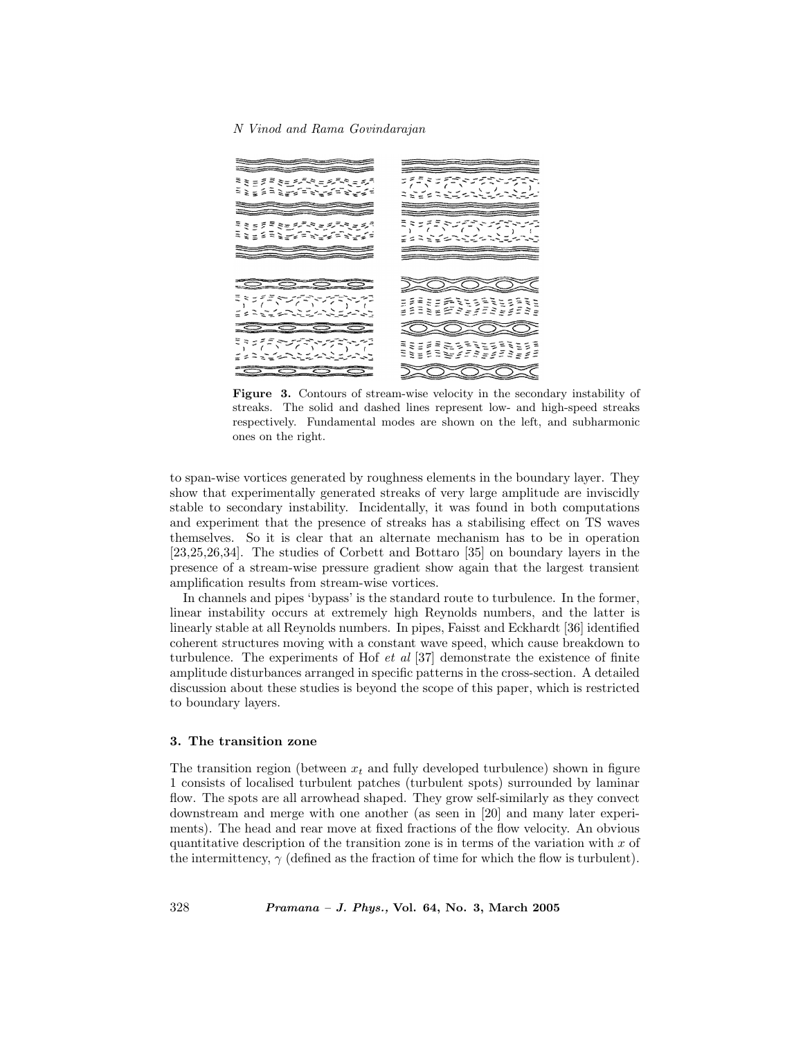**Figure 3.** Contours of stream-wise velocity in the secondary instability of streaks. The solid and dashed lines represent low- and high-speed streaks respectively. Fundamental modes are shown on the left, and subharmonic ones on the right.

to span-wise vortices generated by roughness elements in the boundary layer. They show that experimentally generated streaks of very large amplitude are inviscidly stable to secondary instability. Incidentally, it was found in both computations and experiment that the presence of streaks has a stabilising effect on TS waves themselves. So it is clear that an alternate mechanism has to be in operation [23,25,26,34]. The studies of Corbett and Bottaro [35] on boundary layers in the presence of a stream-wise pressure gradient show again that the largest transient amplification results from stream-wise vortices.

In channels and pipes 'bypass' is the standard route to turbulence. In the former, linear instability occurs at extremely high Reynolds numbers, and the latter is linearly stable at all Reynolds numbers. In pipes, Faisst and Eckhardt [36] identified coherent structures moving with a constant wave speed, which cause breakdown to turbulence. The experiments of Hof *et al* [37] demonstrate the existence of finite amplitude disturbances arranged in specific patterns in the cross-section. A detailed discussion about these studies is beyond the scope of this paper, which is restricted to boundary layers.

### 3. The transition zone

The transition region (between $x_t$ and fully developed turbulence) shown in figure 1 consists of localised turbulent patches (turbulent spots) surrounded by laminar flow. The spots are all arrowhead shaped. They grow self-similarly as they convect downstream and merge with one another (as seen in [20] and many later experiments). The head and rear move at fixed fractions of the flow velocity. An obvious quantitative description of the transition zone is in terms of the variation with $x$ of the intermittency, $\gamma$ (defined as the fraction of time for which the flow is turbulent).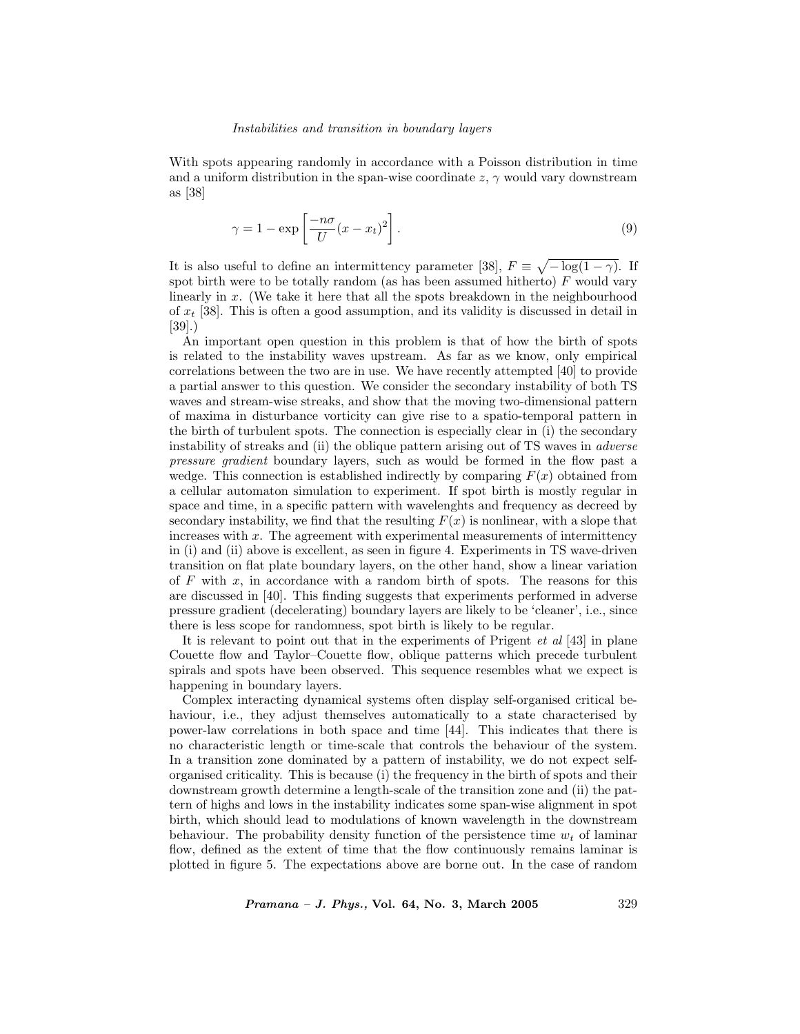With spots appearing randomly in accordance with a Poisson distribution in time and a uniform distribution in the span-wise coordinate $z$, $\gamma$ would vary downstream as [38]

$$\gamma = 1 - \exp\left[\frac{-n\sigma}{U}(x - x_t)^2\right]. \tag{9}$$

It is also useful to define an intermittency parameter [38], $F \equiv \sqrt{-\log(1-\gamma)}$. If spot birth were to be totally random (as has been assumed hitherto) $F$ would vary linearly in $x$. (We take it here that all the spots breakdown in the neighbourhood of $x_t$ [38]. This is often a good assumption, and its validity is discussed in detail in [39].)

An important open question in this problem is that of how the birth of spots is related to the instability waves upstream. As far as we know, only empirical correlations between the two are in use. We have recently attempted [40] to provide a partial answer to this question. We consider the secondary instability of both TS waves and stream-wise streaks, and show that the moving two-dimensional pattern of maxima in disturbance vorticity can give rise to a spatio-temporal pattern in the birth of turbulent spots. The connection is especially clear in (i) the secondary instability of streaks and (ii) the oblique pattern arising out of TS waves in *adverse pressure gradient* boundary layers, such as would be formed in the flow past a wedge. This connection is established indirectly by comparing $F(x)$ obtained from a cellular automaton simulation to experiment. If spot birth is mostly regular in space and time, in a specific pattern with wavelenghts and frequency as decreed by secondary instability, we find that the resulting $F(x)$ is nonlinear, with a slope that increases with $x$. The agreement with experimental measurements of intermittency in (i) and (ii) above is excellent, as seen in figure 4. Experiments in TS wave-driven transition on flat plate boundary layers, on the other hand, show a linear variation of $F$ with $x$, in accordance with a random birth of spots. The reasons for this are discussed in [40]. This finding suggests that experiments performed in adverse pressure gradient (decelerating) boundary layers are likely to be 'cleaner', i.e., since there is less scope for randomness, spot birth is likely to be regular.

It is relevant to point out that in the experiments of Prigent *et al* [43] in plane Couette flow and Taylor–Couette flow, oblique patterns which precede turbulent spirals and spots have been observed. This sequence resembles what we expect is happening in boundary layers.

Complex interacting dynamical systems often display self-organised critical behaviour, i.e., they adjust themselves automatically to a state characterised by power-law correlations in both space and time [44]. This indicates that there is no characteristic length or time-scale that controls the behaviour of the system. In a transition zone dominated by a pattern of instability, we do not expect self-organised criticality. This is because (i) the frequency in the birth of spots and their downstream growth determine a length-scale of the transition zone and (ii) the pattern of highs and lows in the instability indicates some span-wise alignment in spot birth, which should lead to modulations of known wavelength in the downstream behaviour. The probability density function of the persistence time $w_t$ of laminar flow, defined as the extent of time that the flow continuously remains laminar is plotted in figure 5. The expectations above are borne out. In the case of random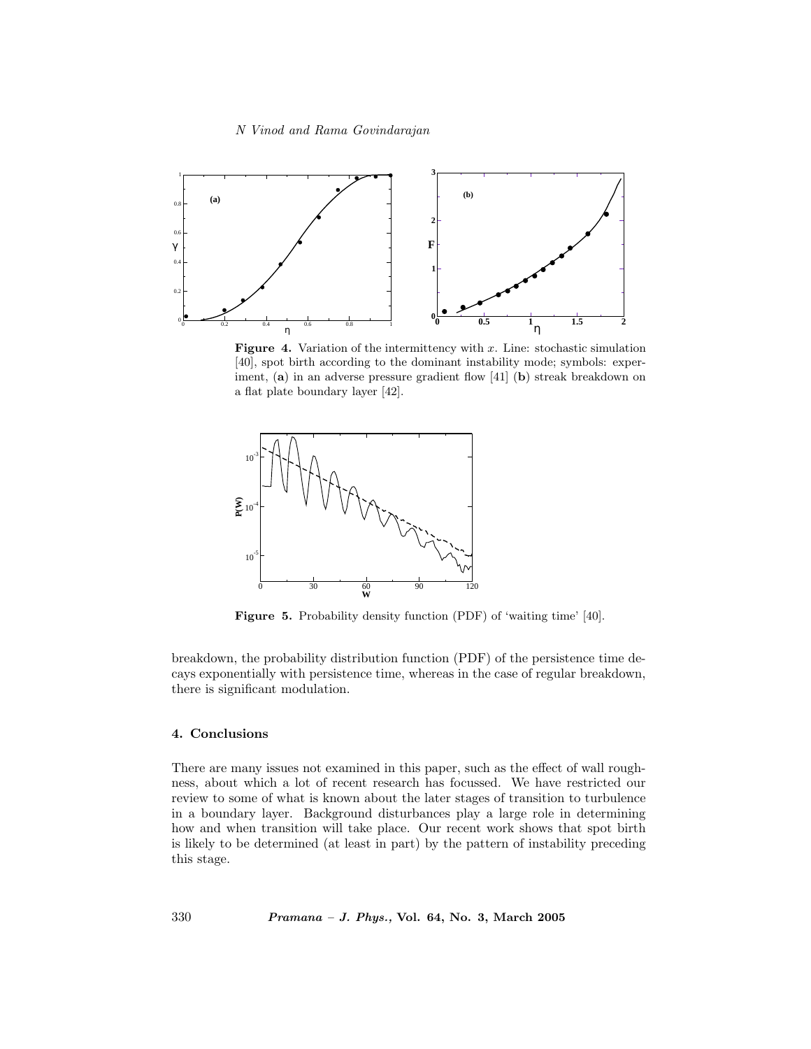**Figure 4.** Variation of the intermittency with $x$. Line: stochastic simulation [40], spot birth according to the dominant instability mode; symbols: experiment, (**a**) in an adverse pressure gradient flow [41] (**b**) streak breakdown on a flat plate boundary layer [42].

**Figure 5.** Probability density function (PDF) of 'waiting time' [40].

breakdown, the probability distribution function (PDF) of the persistence time decays exponentially with persistence time, whereas in the case of regular breakdown, there is significant modulation.

### 4. Conclusions

There are many issues not examined in this paper, such as the effect of wall roughness, about which a lot of recent research has focussed. We have restricted our review to some of what is known about the later stages of transition to turbulence in a boundary layer. Background disturbances play a large role in determining how and when transition will take place. Our recent work shows that spot birth is likely to be determined (at least in part) by the pattern of instability preceding this stage.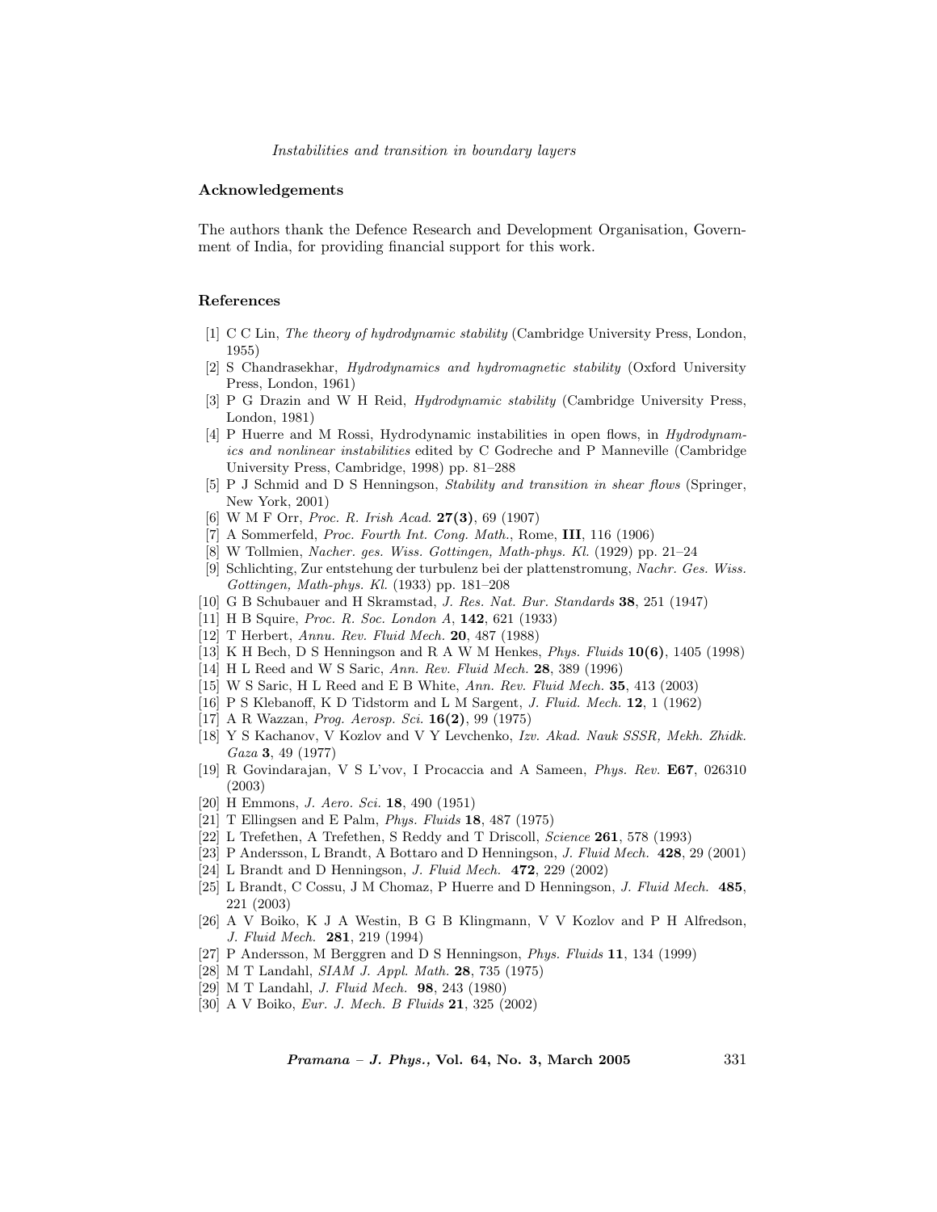## Acknowledgements

The authors thank the Defence Research and Development Organisation, Government of India, for providing financial support for this work.

## References

[1] C C Lin, *The theory of hydrodynamic stability* (Cambridge University Press, London, 1955)

[2] S Chandrasekhar, *Hydrodynamics and hydromagnetic stability* (Oxford University Press, London, 1961)

[3] P G Drazin and W H Reid, *Hydrodynamic stability* (Cambridge University Press, London, 1981)

[4] P Huerre and M Rossi, Hydrodynamic instabilities in open flows, in *Hydrodynamics and nonlinear instabilities* edited by C Godreche and P Manneville (Cambridge University Press, Cambridge, 1998) pp. 81–288

[5] P J Schmid and D S Henningson, *Stability and transition in shear flows* (Springer, New York, 2001)

[6] W M F Orr, *Proc. R. Irish Acad.* **27(3)**, 69 (1907)

[7] A Sommerfeld, *Proc. Fourth Int. Cong. Math.*, Rome, **III**, 116 (1906)

[8] W Tollmien, *Nacher. ges. Wiss. Gottingen, Math-phys. Kl.* (1929) pp. 21–24

[9] Schlichting, Zur entstehung der turbulenz bei der plattenstromung, *Nachr. Ges. Wiss. Gottingen, Math-phys. Kl.* (1933) pp. 181–208

[10] G B Schubauer and H Skramstad, *J. Res. Nat. Bur. Standards* **38**, 251 (1947)

[11] H B Squire, *Proc. R. Soc. London A*, **142**, 621 (1933)

[12] T Herbert, *Annu. Rev. Fluid Mech.* **20**, 487 (1988)

[13] K H Bech, D S Henningson and R A W M Henkes, *Phys. Fluids* **10(6)**, 1405 (1998)

[14] H L Reed and W S Saric, *Ann. Rev. Fluid Mech.* **28**, 389 (1996)

[15] W S Saric, H L Reed and E B White, *Ann. Rev. Fluid Mech.* **35**, 413 (2003)

[16] P S Klebanoff, K D Tidstorm and L M Sargent, *J. Fluid. Mech.* **12**, 1 (1962)

[17] A R Wazzan, *Prog. Aerosp. Sci.* **16(2)**, 99 (1975)

[18] Y S Kachanov, V Kozlov and V Y Levchenko, *Izv. Akad. Nauk SSSR, Mekh. Zhidk. Gaza* **3**, 49 (1977)

[19] R Govindarajan, V S L'vov, I Procaccia and A Sameen, *Phys. Rev.* **E67**, 026310 (2003)

[20] H Emmons, *J. Aero. Sci.* **18**, 490 (1951)

[21] T Ellingsen and E Palm, *Phys. Fluids* **18**, 487 (1975)

[22] L Trefethen, A Trefethen, S Reddy and T Driscoll, *Science* **261**, 578 (1993)

[23] P Andersson, L Brandt, A Bottaro and D Henningson, *J. Fluid Mech.* **428**, 29 (2001)

[24] L Brandt and D Henningson, *J. Fluid Mech.* **472**, 229 (2002)

[25] L Brandt, C Cossu, J M Chomaz, P Huerre and D Henningson, *J. Fluid Mech.* **485**, 221 (2003)

[26] A V Boiko, K J A Westin, B G B Klingmann, V V Kozlov and P H Alfredson, *J. Fluid Mech.* **281**, 219 (1994)

[27] P Andersson, M Berggren and D S Henningson, *Phys. Fluids* **11**, 134 (1999)

[28] M T Landahl, *SIAM J. Appl. Math.* **28**, 735 (1975)

[29] M T Landahl, *J. Fluid Mech.* **98**, 243 (1980)

[30] A V Boiko, *Eur. J. Mech. B Fluids* **21**, 325 (2002)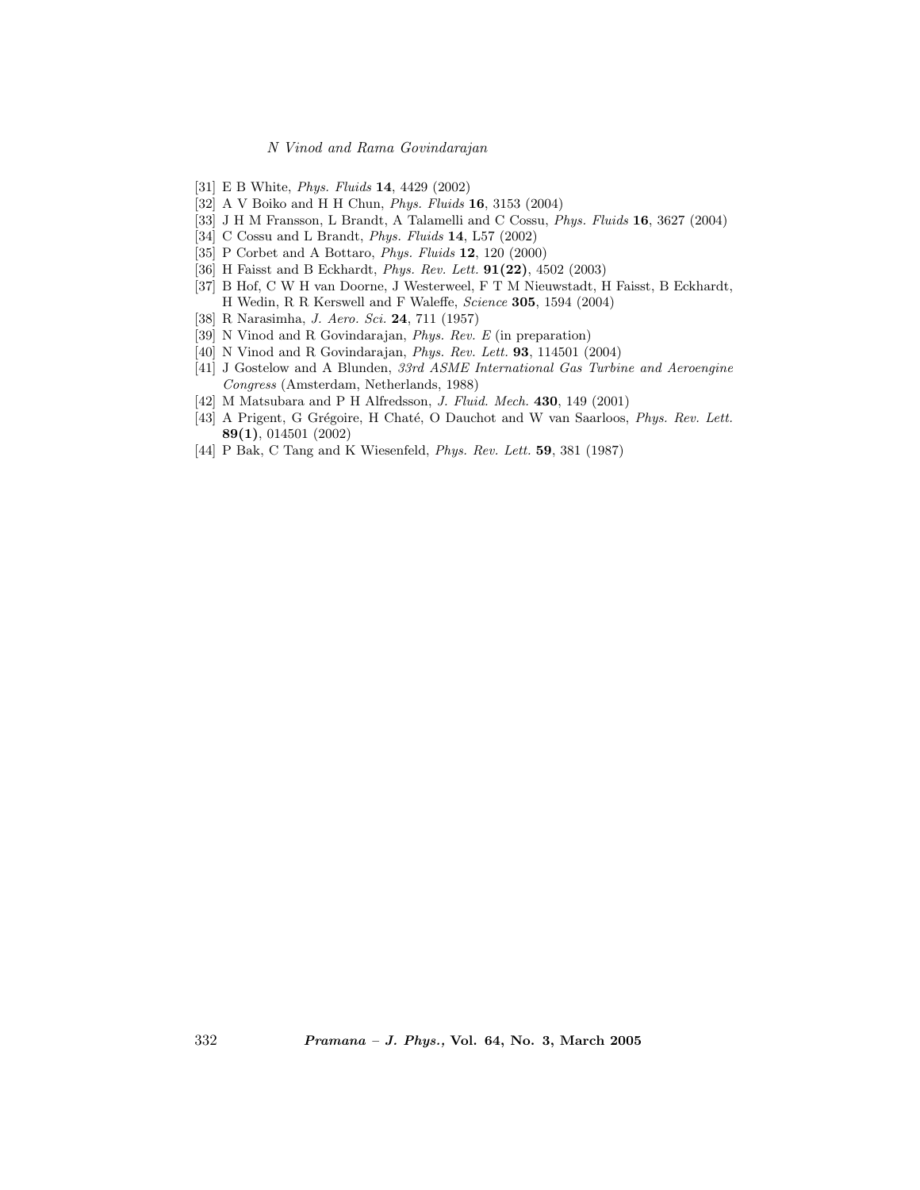[31] E B White, *Phys. Fluids* **14**, 4429 (2002)
[32] A V Boiko and H H Chun, *Phys. Fluids* **16**, 3153 (2004)
[33] J H M Fransson, L Brandt, A Talamelli and C Cossu, *Phys. Fluids* **16**, 3627 (2004)
[34] C Cossu and L Brandt, *Phys. Fluids* **14**, L57 (2002)
[35] P Corbet and A Bottaro, *Phys. Fluids* **12**, 120 (2000)
[36] H Faisst and B Eckhardt, *Phys. Rev. Lett.* **91(22)**, 4502 (2003)
[37] B Hof, C W H van Doorne, J Westerweel, F T M Nieuwstadt, H Faisst, B Eckhardt, H Wedin, R R Kerswell and F Waleffe, *Science* **305**, 1594 (2004)
[38] R Narasimha, *J. Aero. Sci.* **24**, 711 (1957)
[39] N Vinod and R Govindarajan, *Phys. Rev. E* (in preparation)
[40] N Vinod and R Govindarajan, *Phys. Rev. Lett.* **93**, 114501 (2004)
[41] J Gostelow and A Blunden, *33rd ASME International Gas Turbine and Aeroengine Congress* (Amsterdam, Netherlands, 1988)
[42] M Matsubara and P H Alfredsson, *J. Fluid. Mech.* **430**, 149 (2001)
[43] A Prigent, G Grégoire, H Chaté, O Dauchot and W van Saarloos, *Phys. Rev. Lett.* **89(1)**, 014501 (2002)
[44] P Bak, C Tang and K Wiesenfeld, *Phys. Rev. Lett.* **59**, 381 (1987)